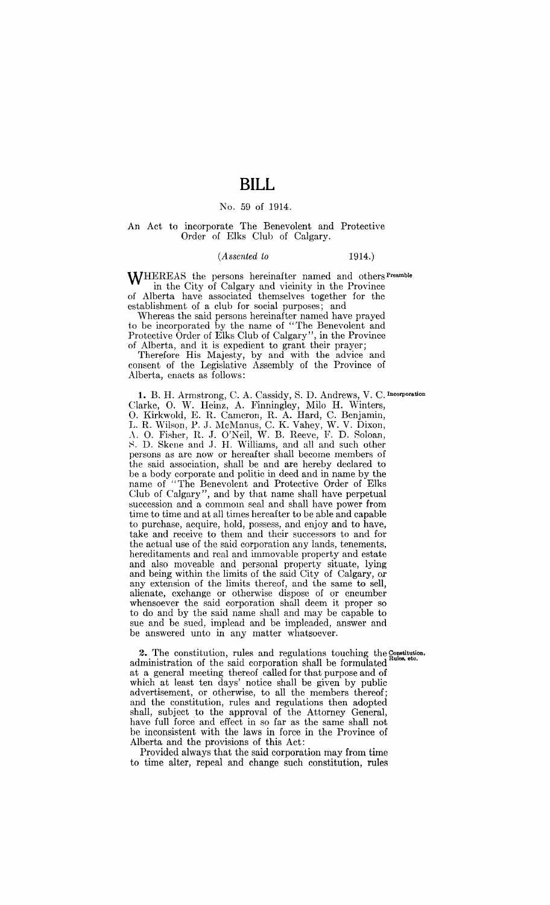# BILL

No. 59 of 1914.

An Act to incorporate The Benevolent and Protective Order of Elks Club of Calgary.

(*Assented to* 1914.)

WHEREAS the persons hereinafter named and others in the City of Calgary and vicinity in the Province of Alberta have associated themselves together for the establishment of a club for social purposes; and

Whereas the said persons hereinafter named have prayed to be incorporated by the name of "The Benevolent and Protective Order of Elks Club of Calgary", in the Province of Alberta, and it is expedient to grant their prayer;

Therefore His Majesty, by and with the advice and consent of the Legislative Assembly of the Province of Alberta, enacts as follows:

**1.** B. H. Armstrong, C. A. Cassidy, S. D. Andrews, V. C. Clarke, O. W. Heinz, A. Finningley, Milo H. Winters, O. Kirkwold, E. R. Cameron, R. A. Hard, C. Benjamin, L. R. Wilson, P. J. McManus, C. K. Vahey, W. V. Dixon, A. O. Fisher, R. J. O'Neil, W. B. Reeve, F. D. Soloan, S. D. Skene and J. H. Williams, and all and such other persons as are now or hereafter shall become members of the said association, shall be and are hereby declared to be a body corporate and politic in deed and in name by the name of "The Benevolent and Protective Order of Elks Club of Calgary", and by that name shall have perpetual succession and a common seal and shall have power from time to time and at all times hereafter to be able and capable to purchase, acquire, hold, possess, and enjoy and to have, take and receive to them and their successors to and for the actual use of the said corporation any lands, tenements, hereditaments and real and immoveable property and estate and also moveable and personal property situate, lying and being within the limits of the said City of Calgary, or any extension of the limits thereof, and the same to sell, alienate, exchange or otherwise dispose of or encumber whensoever the said corporation shall deem it proper so to do and by the said name shall and may be capable to sue and be sued, implead and be impleaded, answer and be answered unto in any matter whatsoever.

**2.** The constitution, rules and regulations touching the administration of the said corporation shall be formulated at a general meeting thereof called for that purpose and of which at least ten days' notice shall be given by public advertisement, or otherwise, to all the members thereof; and the constitution, rules and regulations then adopted shall, subject to the approval of the Attorney General, have full force and effect in so far as the same shall not be inconsistent with the laws in force in the Province of Alberta and the provisions of this Act:

Provided always that the said corporation may from time to time alter, repeal and change such constitution, rules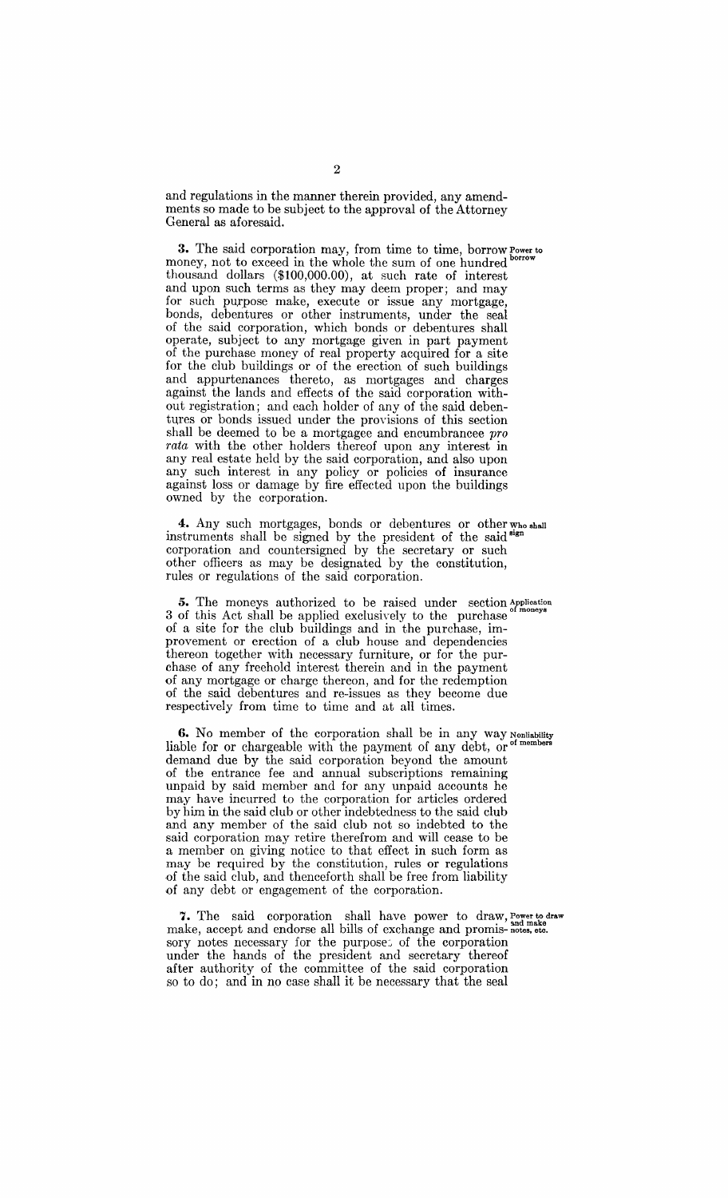and regulations in the manner therein provided, any amendments so made to be subject to the approval of the Attorney General as aforesaid.

**3.** The said corporation may, from time to time, borrow money, not to exceed in the whole the sum of one hundred thousand dollars ($100,000.00), at such rate of interest and upon such terms as they may deem proper; and may for such purpose make, execute or issue any mortgage, bonds, debentures or other instruments, under the seal of the said corporation, which bonds or debentures shall operate, subject to any mortgage given in part payment of the purchase money of real property acquired for a site for the club buildings or of the erection of such buildings and appurtenances thereto, as mortgages and charges against the lands and effects of the said corporation without registration; and each holder of any of the said debentures or bonds issued under the provisions of this section shall be deemed to be a mortgagee and encumbrancee *pro rata* with the other holders thereof upon any interest in any real estate held by the said corporation, and also upon any such interest in any policy or policies of insurance against loss or damage by fire effected upon the buildings owned by the corporation.

Power to borrow

**4.** Any such mortgages, bonds or debentures or other instruments shall be signed by the president of the said corporation and countersigned by the secretary or such other officers as may be designated by the constitution, rules or regulations of the said corporation.

Who shall sign

**5.** The moneys authorized to be raised under section 3 of this Act shall be applied exclusively to the purchase of a site for the club buildings and in the purchase, improvement or erection of a club house and dependencies thereon together with necessary furniture, or for the purchase of any freehold interest therein and in the payment of any mortgage or charge thereon, and for the redemption of the said debentures and re-issues as they become due respectively from time to time and at all times.

Application of moneys

**6.** No member of the corporation shall be in any way liable for or chargeable with the payment of any debt, or demand due by the said corporation beyond the amount of the entrance fee and annual subscriptions remaining unpaid by said member and for any unpaid accounts he may have incurred to the corporation for articles ordered by him in the said club or other indebtedness to the said club and any member of the said club not so indebted to the said corporation may retire therefrom and will cease to be a member on giving notice to that effect in such form as may be required by the constitution, rules or regulations of the said club, and thenceforth shall be free from liability of any debt or engagement of the corporation.

Nonliability of members

**7.** The said corporation shall have power to draw, make, accept and endorse all bills of exchange and promissory notes necessary for the purposes of the corporation under the hands of the president and secretary thereof after authority of the committee of the said corporation so to do; and in no case shall it be necessary that the seal

Power to draw and make notes, etc.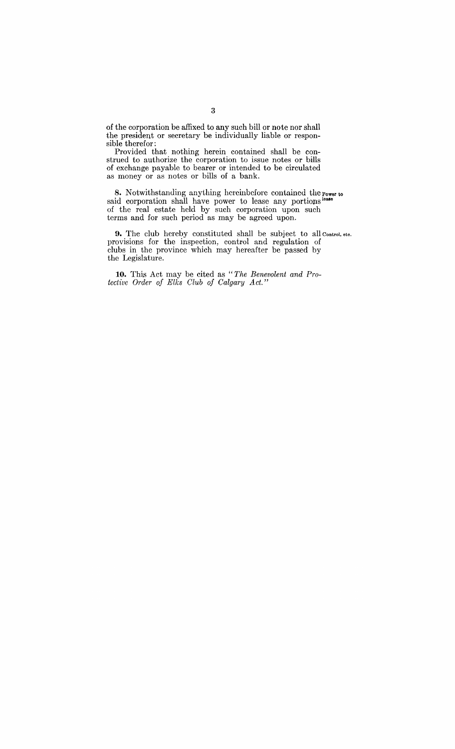of the corporation be affixed to any such bill or note nor shall the president or secretary be individually liable or responsible therefor:

Provided that nothing herein contained shall be construed to authorize the corporation to issue notes or bills of exchange payable to bearer or intended to be circulated as money or as notes or bills of a bank.

**8.** Notwithstanding anything hereinbefore contained the said corporation shall have power to lease any portions of the real estate held by such corporation upon such terms and for such period as may be agreed upon. **Power to lease**

**9.** The club hereby constituted shall be subject to all provisions for the inspection, control and regulation of clubs in the province which may hereafter be passed by the Legislature. **Control, etc.**

**10.** This Act may be cited as "*The Benevolent and Protective Order of Elks Club of Calgary Act.*"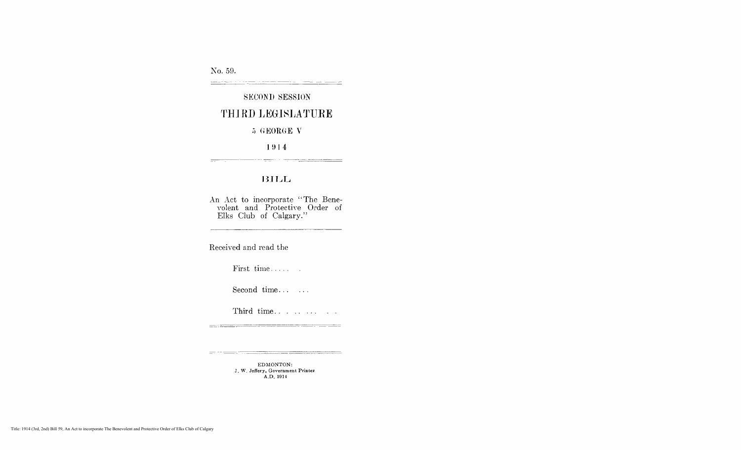No. 59.

SECOND SESSION

# THIRD LEGISLATURE

5 GEORGE V

1914

## BILL

An Act to incorporate "The Benevolent and Protective Order of Elks Club of Calgary."

Received and read the

First time.....

Second time.....

Third time..........

EDMONTON:
J. W. Jeffery, Government Printer
A.D. 1914